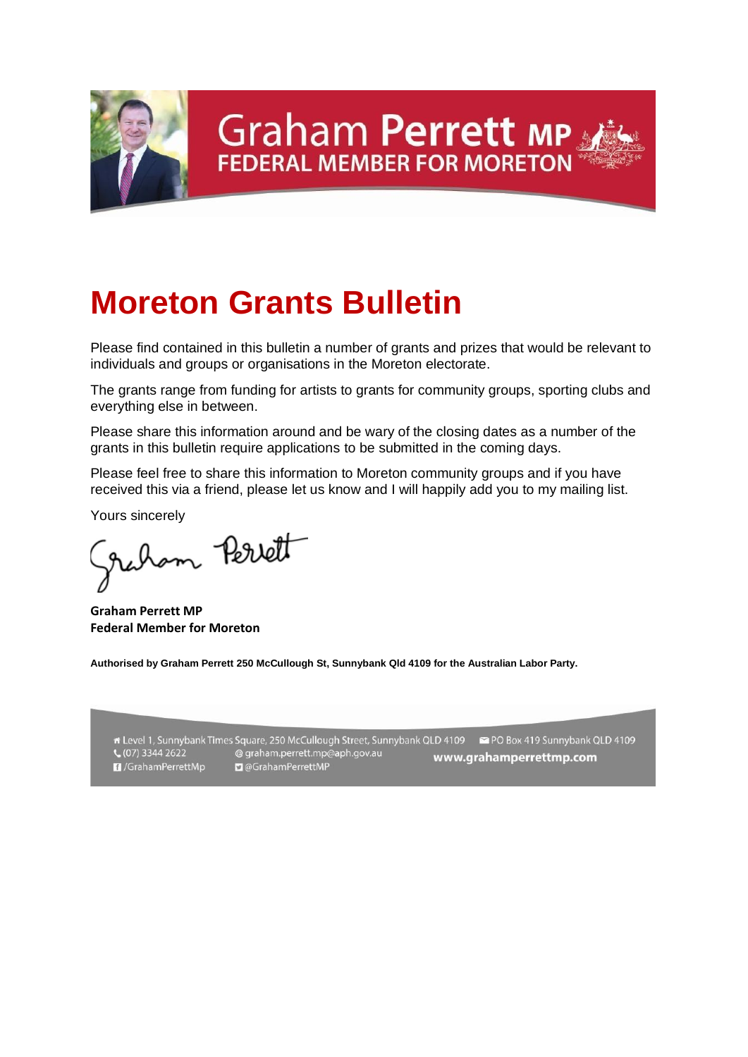Graham Perrett MP
FEDERAL MEMBER FOR MORETON

# Moreton Grants Bulletin

Please find contained in this bulletin a number of grants and prizes that would be relevant to individuals and groups or organisations in the Moreton electorate.

The grants range from funding for artists to grants for community groups, sporting clubs and everything else in between.

Please share this information around and be wary of the closing dates as a number of the grants in this bulletin require applications to be submitted in the coming days.

Please feel free to share this information to Moreton community groups and if you have received this via a friend, please let us know and I will happily add you to my mailing list.

Yours sincerely

Graham Perrett

**Graham Perrett MP**
**Federal Member for Moreton**

**Authorised by Graham Perrett 250 McCullough St, Sunnybank Qld 4109 for the Australian Labor Party.**

Level 1, Sunnybank Times Square, 250 McCullough Street, Sunnybank QLD 4109 | PO Box 419 Sunnybank QLD 4109
(07) 3344 2622 | graham.perrett.mp@aph.gov.au | www.grahamperrettmp.com
/GrahamPerrettMp | @GrahamPerrettMP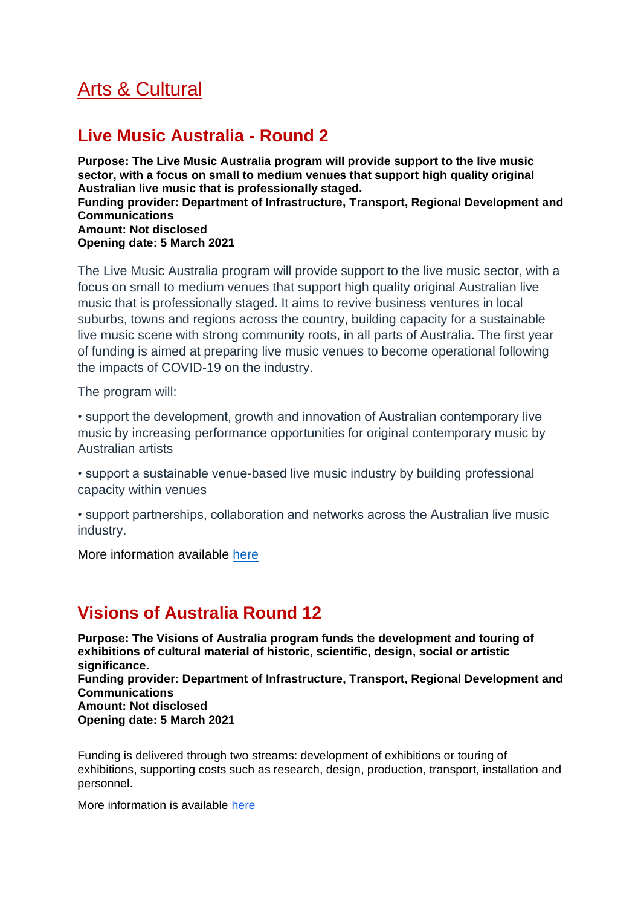# Arts & Cultural

## Live Music Australia - Round 2

**Purpose: The Live Music Australia program will provide support to the live music sector, with a focus on small to medium venues that support high quality original Australian live music that is professionally staged.**
**Funding provider: Department of Infrastructure, Transport, Regional Development and Communications**
**Amount: Not disclosed**
**Opening date: 5 March 2021**

The Live Music Australia program will provide support to the live music sector, with a focus on small to medium venues that support high quality original Australian live music that is professionally staged. It aims to revive business ventures in local suburbs, towns and regions across the country, building capacity for a sustainable live music scene with strong community roots, in all parts of Australia. The first year of funding is aimed at preparing live music venues to become operational following the impacts of COVID-19 on the industry.

The program will:

• support the development, growth and innovation of Australian contemporary live music by increasing performance opportunities for original contemporary music by Australian artists

• support a sustainable venue-based live music industry by building professional capacity within venues

• support partnerships, collaboration and networks across the Australian live music industry.

More information available here

## Visions of Australia Round 12

**Purpose: The Visions of Australia program funds the development and touring of exhibitions of cultural material of historic, scientific, design, social or artistic significance.**
**Funding provider: Department of Infrastructure, Transport, Regional Development and Communications**
**Amount: Not disclosed**
**Opening date: 5 March 2021**

Funding is delivered through two streams: development of exhibitions or touring of exhibitions, supporting costs such as research, design, production, transport, installation and personnel.

More information is available here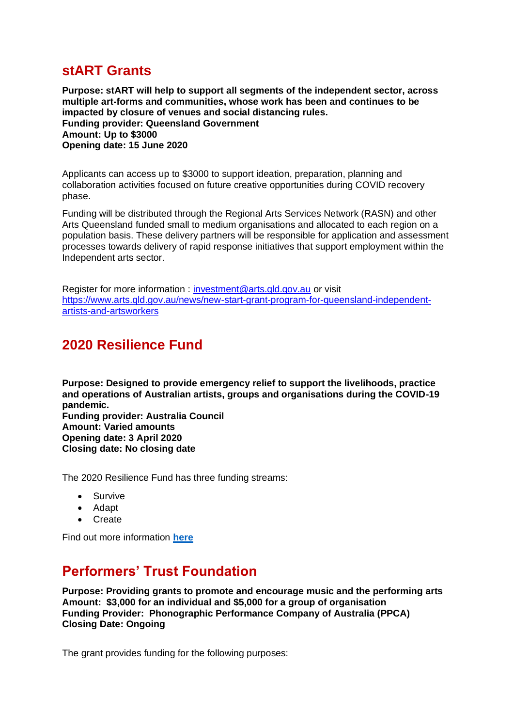## stART Grants

**Purpose: stART will help to support all segments of the independent sector, across multiple art-forms and communities, whose work has been and continues to be impacted by closure of venues and social distancing rules.**
**Funding provider: Queensland Government**
**Amount: Up to $3000**
**Opening date: 15 June 2020**

Applicants can access up to $3000 to support ideation, preparation, planning and collaboration activities focused on future creative opportunities during COVID recovery phase.

Funding will be distributed through the Regional Arts Services Network (RASN) and other Arts Queensland funded small to medium organisations and allocated to each region on a population basis. These delivery partners will be responsible for application and assessment processes towards delivery of rapid response initiatives that support employment within the Independent arts sector.

Register for more information : [investment@arts.qld.gov.au](mailto:investment@arts.qld.gov.au) or visit [https://www.arts.qld.gov.au/news/new-start-grant-program-for-queensland-independent-artists-and-artsworkers](https://www.arts.qld.gov.au/news/new-start-grant-program-for-queensland-independent-artists-and-artsworkers)

## 2020 Resilience Fund

**Purpose: Designed to provide emergency relief to support the livelihoods, practice and operations of Australian artists, groups and organisations during the COVID-19 pandemic.**
**Funding provider: Australia Council**
**Amount: Varied amounts**
**Opening date: 3 April 2020**
**Closing date: No closing date**

The 2020 Resilience Fund has three funding streams:

- Survive
- Adapt
- Create

Find out more information **here**

## Performers' Trust Foundation

**Purpose: Providing grants to promote and encourage music and the performing arts**
**Amount: $3,000 for an individual and $5,000 for a group of organisation**
**Funding Provider: Phonographic Performance Company of Australia (PPCA)**
**Closing Date: Ongoing**

The grant provides funding for the following purposes: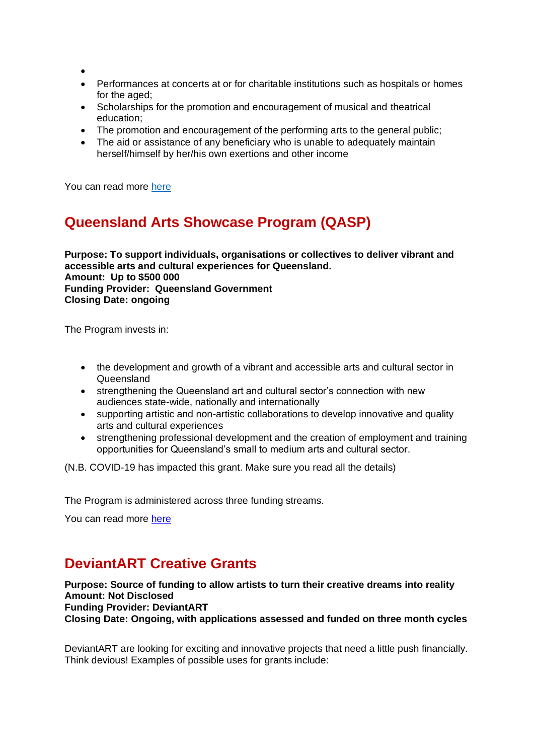- 
- Performances at concerts at or for charitable institutions such as hospitals or homes for the aged;
- Scholarships for the promotion and encouragement of musical and theatrical education;
- The promotion and encouragement of the performing arts to the general public;
- The aid or assistance of any beneficiary who is unable to adequately maintain herself/himself by her/his own exertions and other income

You can read more here

## Queensland Arts Showcase Program (QASP)

**Purpose: To support individuals, organisations or collectives to deliver vibrant and accessible arts and cultural experiences for Queensland.**
**Amount: Up to $500 000**
**Funding Provider: Queensland Government**
**Closing Date: ongoing**

The Program invests in:

- the development and growth of a vibrant and accessible arts and cultural sector in Queensland
- strengthening the Queensland art and cultural sector's connection with new audiences state-wide, nationally and internationally
- supporting artistic and non-artistic collaborations to develop innovative and quality arts and cultural experiences
- strengthening professional development and the creation of employment and training opportunities for Queensland's small to medium arts and cultural sector.

(N.B. COVID-19 has impacted this grant. Make sure you read all the details)

The Program is administered across three funding streams.

You can read more here

## DeviantART Creative Grants

**Purpose: Source of funding to allow artists to turn their creative dreams into reality**
**Amount: Not Disclosed**
**Funding Provider: DeviantART**
**Closing Date: Ongoing, with applications assessed and funded on three month cycles**

DeviantART are looking for exciting and innovative projects that need a little push financially. Think devious! Examples of possible uses for grants include: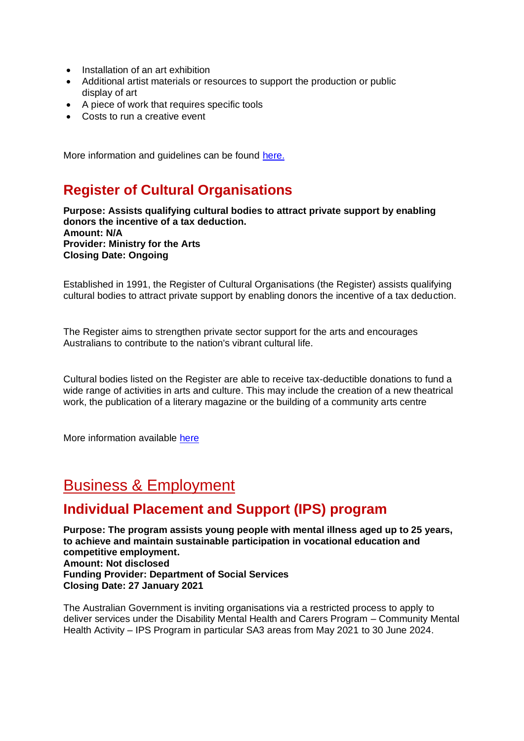- Installation of an art exhibition
- Additional artist materials or resources to support the production or public display of art
- A piece of work that requires specific tools
- Costs to run a creative event

More information and guidelines can be found here.

## Register of Cultural Organisations

**Purpose: Assists qualifying cultural bodies to attract private support by enabling donors the incentive of a tax deduction.**
**Amount: N/A**
**Provider: Ministry for the Arts**
**Closing Date: Ongoing**

Established in 1991, the Register of Cultural Organisations (the Register) assists qualifying cultural bodies to attract private support by enabling donors the incentive of a tax deduction.

The Register aims to strengthen private sector support for the arts and encourages Australians to contribute to the nation's vibrant cultural life.

Cultural bodies listed on the Register are able to receive tax-deductible donations to fund a wide range of activities in arts and culture. This may include the creation of a new theatrical work, the publication of a literary magazine or the building of a community arts centre

More information available here

# Business & Employment

## Individual Placement and Support (IPS) program

**Purpose: The program assists young people with mental illness aged up to 25 years, to achieve and maintain sustainable participation in vocational education and competitive employment.**
**Amount: Not disclosed**
**Funding Provider: Department of Social Services**
**Closing Date: 27 January 2021**

The Australian Government is inviting organisations via a restricted process to apply to deliver services under the Disability Mental Health and Carers Program – Community Mental Health Activity – IPS Program in particular SA3 areas from May 2021 to 30 June 2024.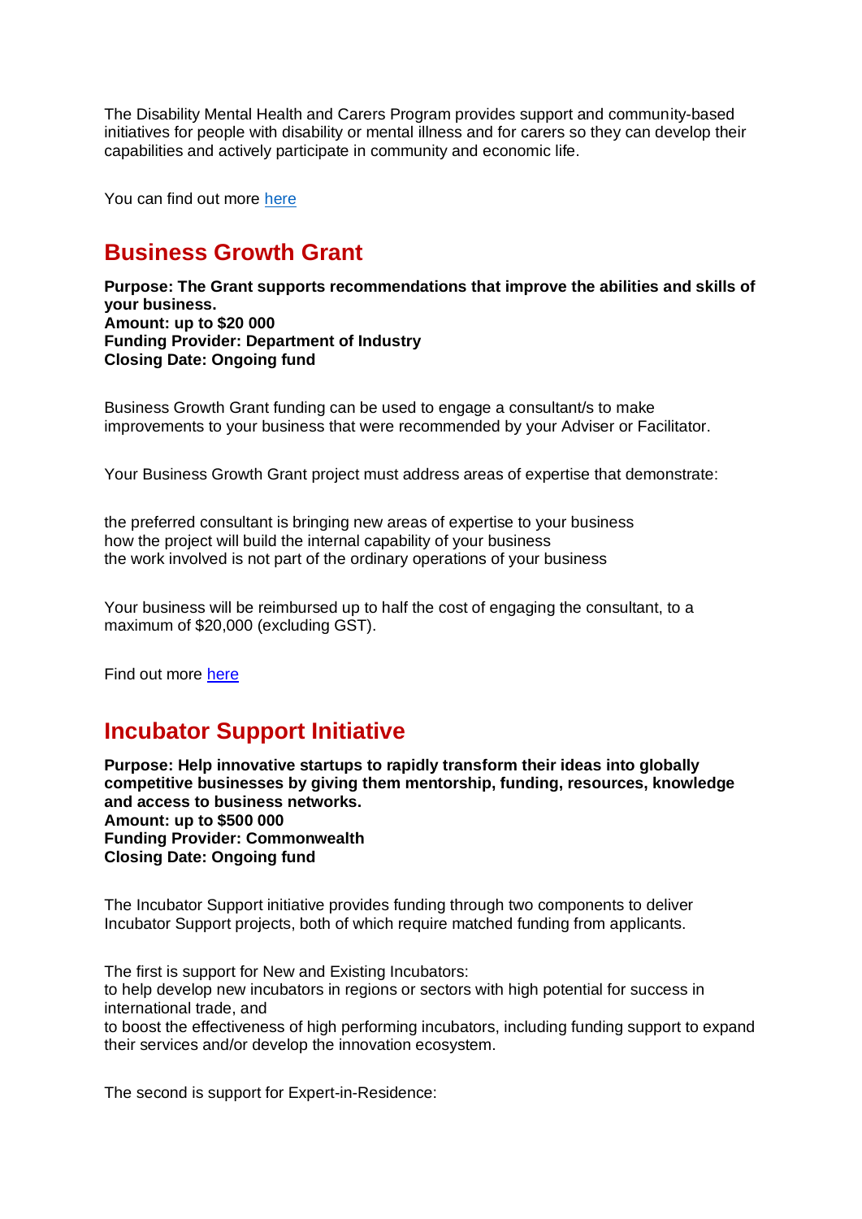The Disability Mental Health and Carers Program provides support and community-based initiatives for people with disability or mental illness and for carers so they can develop their capabilities and actively participate in community and economic life.

You can find out more [here]()

## Business Growth Grant

**Purpose: The Grant supports recommendations that improve the abilities and skills of your business.**
**Amount: up to $20 000**
**Funding Provider: Department of Industry**
**Closing Date: Ongoing fund**

Business Growth Grant funding can be used to engage a consultant/s to make improvements to your business that were recommended by your Adviser or Facilitator.

Your Business Growth Grant project must address areas of expertise that demonstrate:

the preferred consultant is bringing new areas of expertise to your business
how the project will build the internal capability of your business
the work involved is not part of the ordinary operations of your business

Your business will be reimbursed up to half the cost of engaging the consultant, to a maximum of $20,000 (excluding GST).

Find out more [here]()

## Incubator Support Initiative

**Purpose: Help innovative startups to rapidly transform their ideas into globally competitive businesses by giving them mentorship, funding, resources, knowledge and access to business networks.**
**Amount: up to $500 000**
**Funding Provider: Commonwealth**
**Closing Date: Ongoing fund**

The Incubator Support initiative provides funding through two components to deliver Incubator Support projects, both of which require matched funding from applicants.

The first is support for New and Existing Incubators:
to help develop new incubators in regions or sectors with high potential for success in international trade, and
to boost the effectiveness of high performing incubators, including funding support to expand their services and/or develop the innovation ecosystem.

The second is support for Expert-in-Residence: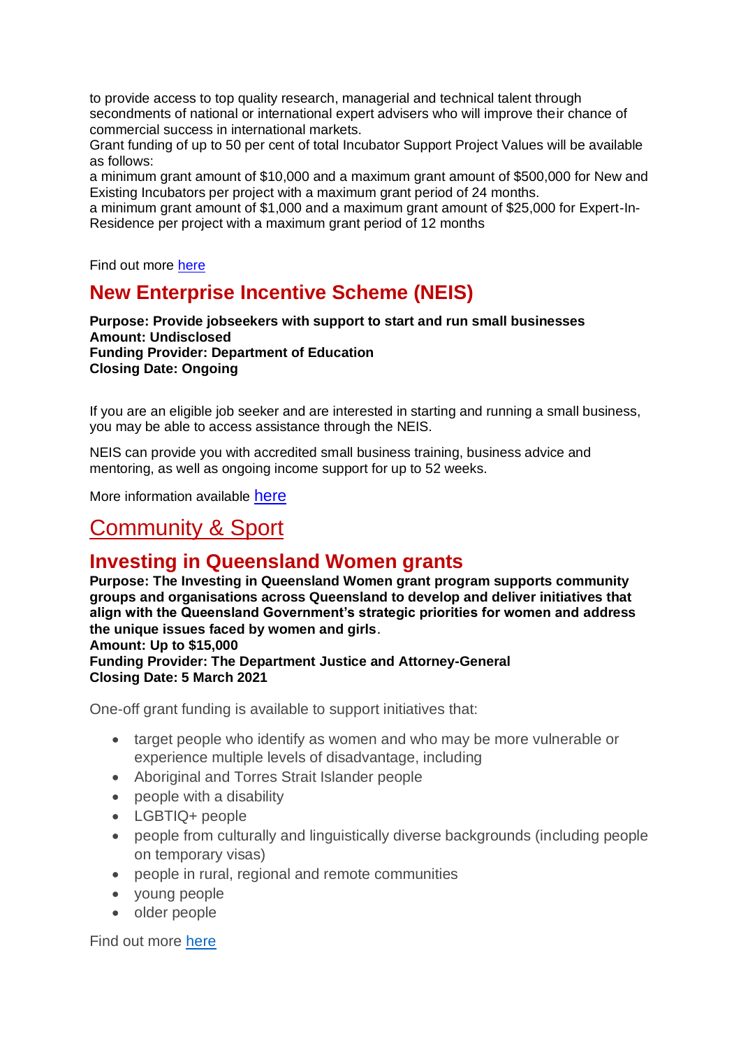to provide access to top quality research, managerial and technical talent through secondments of national or international expert advisers who will improve their chance of commercial success in international markets.

Grant funding of up to 50 per cent of total Incubator Support Project Values will be available as follows:

a minimum grant amount of $10,000 and a maximum grant amount of $500,000 for New and Existing Incubators per project with a maximum grant period of 24 months.

a minimum grant amount of $1,000 and a maximum grant amount of $25,000 for Expert-In-Residence per project with a maximum grant period of 12 months

Find out more [here]

## New Enterprise Incentive Scheme (NEIS)

**Purpose: Provide jobseekers with support to start and run small businesses**
**Amount: Undisclosed**
**Funding Provider: Department of Education**
**Closing Date: Ongoing**

If you are an eligible job seeker and are interested in starting and running a small business, you may be able to access assistance through the NEIS.

NEIS can provide you with accredited small business training, business advice and mentoring, as well as ongoing income support for up to 52 weeks.

More information available [here]

# Community & Sport

## Investing in Queensland Women grants

**Purpose: The Investing in Queensland Women grant program supports community groups and organisations across Queensland to develop and deliver initiatives that align with the Queensland Government's strategic priorities for women and address the unique issues faced by women and girls**.
**Amount: Up to $15,000**
**Funding Provider: The Department Justice and Attorney-General**
**Closing Date: 5 March 2021**

One-off grant funding is available to support initiatives that:

- target people who identify as women and who may be more vulnerable or experience multiple levels of disadvantage, including
- Aboriginal and Torres Strait Islander people
- people with a disability
- LGBTIQ+ people
- people from culturally and linguistically diverse backgrounds (including people on temporary visas)
- people in rural, regional and remote communities
- young people
- older people

Find out more [here]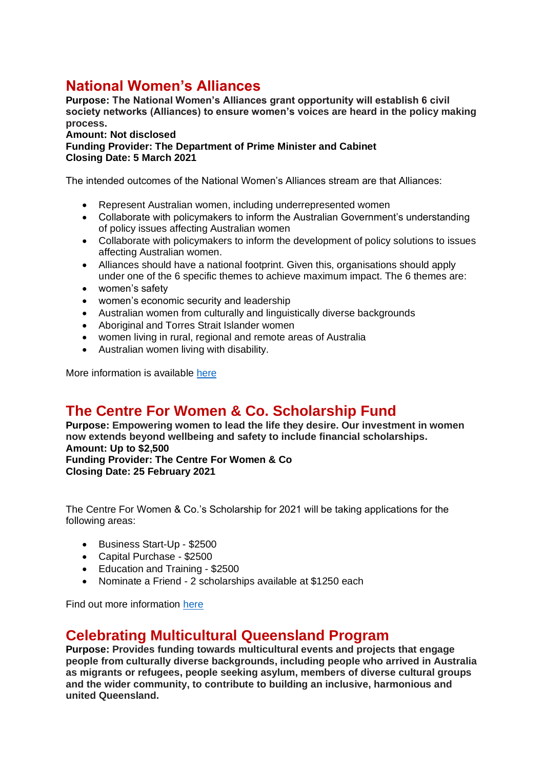## National Women's Alliances

**Purpose: The National Women's Alliances grant opportunity will establish 6 civil society networks (Alliances) to ensure women's voices are heard in the policy making process.**
**Amount: Not disclosed**
**Funding Provider: The Department of Prime Minister and Cabinet**
**Closing Date: 5 March 2021**

The intended outcomes of the National Women's Alliances stream are that Alliances:

- Represent Australian women, including underrepresented women
- Collaborate with policymakers to inform the Australian Government's understanding of policy issues affecting Australian women
- Collaborate with policymakers to inform the development of policy solutions to issues affecting Australian women.
- Alliances should have a national footprint. Given this, organisations should apply under one of the 6 specific themes to achieve maximum impact. The 6 themes are:
- women's safety
- women's economic security and leadership
- Australian women from culturally and linguistically diverse backgrounds
- Aboriginal and Torres Strait Islander women
- women living in rural, regional and remote areas of Australia
- Australian women living with disability.

More information is available here

## The Centre For Women & Co. Scholarship Fund

**Purpose: Empowering women to lead the life they desire. Our investment in women now extends beyond wellbeing and safety to include financial scholarships.**
**Amount: Up to $2,500**
**Funding Provider: The Centre For Women & Co**
**Closing Date: 25 February 2021**

The Centre For Women & Co.'s Scholarship for 2021 will be taking applications for the following areas:

- Business Start-Up - $2500
- Capital Purchase - $2500
- Education and Training - $2500
- Nominate a Friend - 2 scholarships available at $1250 each

Find out more information here

## Celebrating Multicultural Queensland Program

**Purpose: Provides funding towards multicultural events and projects that engage people from culturally diverse backgrounds, including people who arrived in Australia as migrants or refugees, people seeking asylum, members of diverse cultural groups and the wider community, to contribute to building an inclusive, harmonious and united Queensland.**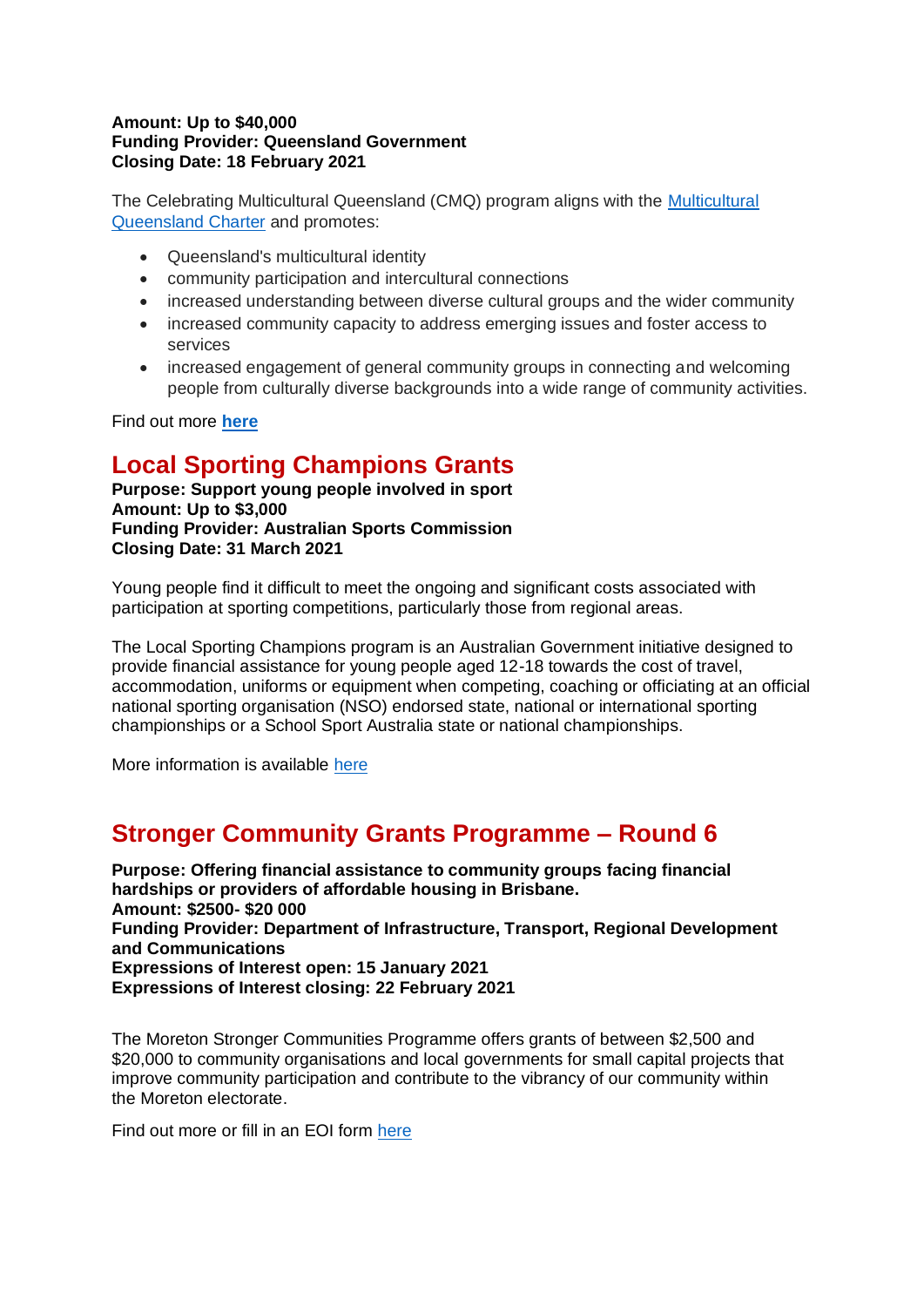**Amount: Up to $40,000**
**Funding Provider: Queensland Government**
**Closing Date: 18 February 2021**

The Celebrating Multicultural Queensland (CMQ) program aligns with the [Multicultural Queensland Charter]() and promotes:

- Queensland's multicultural identity
- community participation and intercultural connections
- increased understanding between diverse cultural groups and the wider community
- increased community capacity to address emerging issues and foster access to services
- increased engagement of general community groups in connecting and welcoming people from culturally diverse backgrounds into a wide range of community activities.

Find out more [**here**]()

## Local Sporting Champions Grants

**Purpose: Support young people involved in sport**
**Amount: Up to $3,000**
**Funding Provider: Australian Sports Commission**
**Closing Date: 31 March 2021**

Young people find it difficult to meet the ongoing and significant costs associated with participation at sporting competitions, particularly those from regional areas.

The Local Sporting Champions program is an Australian Government initiative designed to provide financial assistance for young people aged 12-18 towards the cost of travel, accommodation, uniforms or equipment when competing, coaching or officiating at an official national sporting organisation (NSO) endorsed state, national or international sporting championships or a School Sport Australia state or national championships.

More information is available [here]()

## Stronger Community Grants Programme – Round 6

**Purpose: Offering financial assistance to community groups facing financial hardships or providers of affordable housing in Brisbane.**
**Amount: $2500- $20 000**
**Funding Provider: Department of Infrastructure, Transport, Regional Development and Communications**
**Expressions of Interest open: 15 January 2021**
**Expressions of Interest closing: 22 February 2021**

The Moreton Stronger Communities Programme offers grants of between $2,500 and $20,000 to community organisations and local governments for small capital projects that improve community participation and contribute to the vibrancy of our community within the Moreton electorate.

Find out more or fill in an EOI form [here]()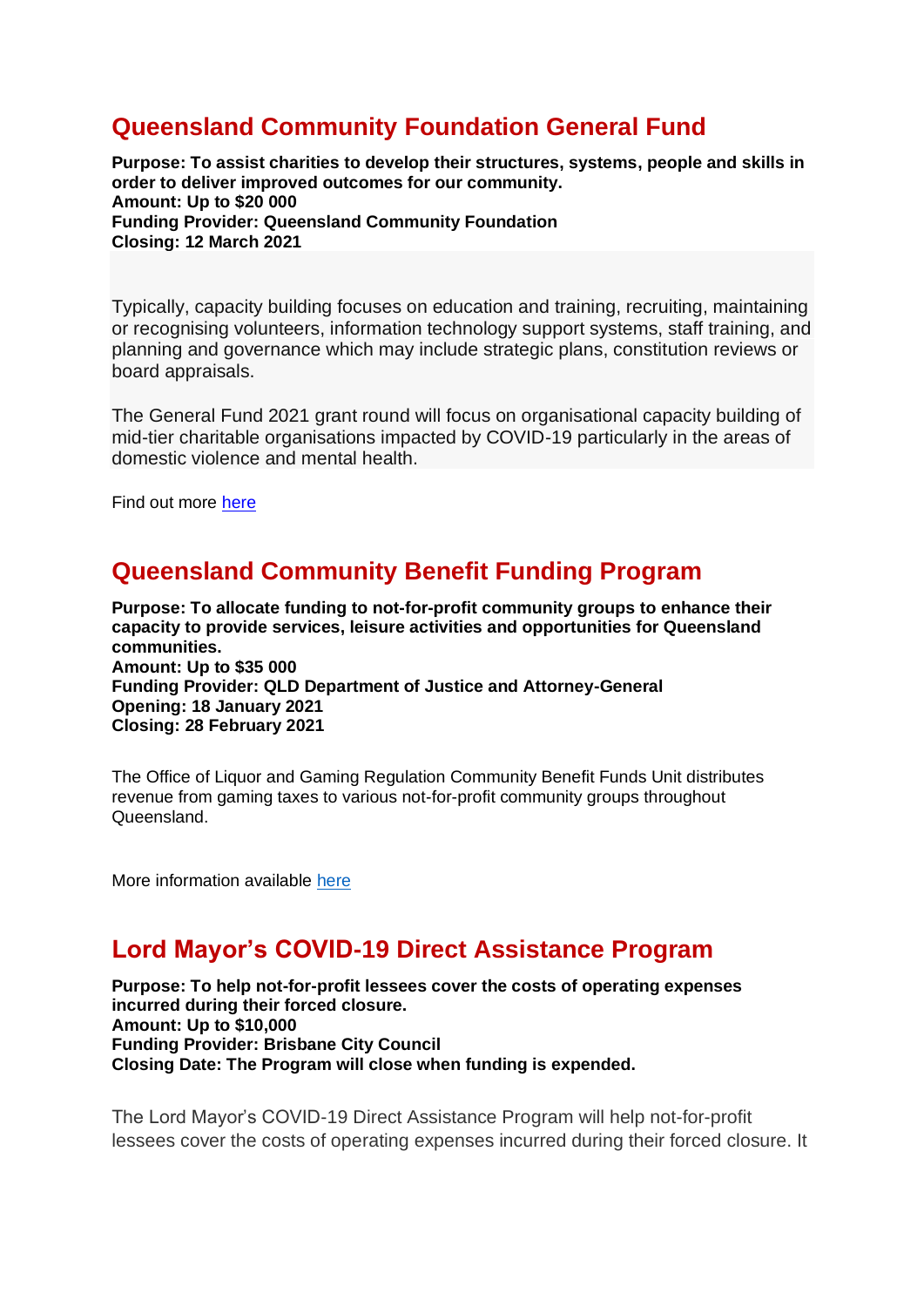## Queensland Community Foundation General Fund

**Purpose: To assist charities to develop their structures, systems, people and skills in order to deliver improved outcomes for our community.**
**Amount: Up to $20 000**
**Funding Provider: Queensland Community Foundation**
**Closing: 12 March 2021**

Typically, capacity building focuses on education and training, recruiting, maintaining or recognising volunteers, information technology support systems, staff training, and planning and governance which may include strategic plans, constitution reviews or board appraisals.

The General Fund 2021 grant round will focus on organisational capacity building of mid-tier charitable organisations impacted by COVID-19 particularly in the areas of domestic violence and mental health.

Find out more here

## Queensland Community Benefit Funding Program

**Purpose: To allocate funding to not-for-profit community groups to enhance their capacity to provide services, leisure activities and opportunities for Queensland communities.**
**Amount: Up to $35 000**
**Funding Provider: QLD Department of Justice and Attorney-General**
**Opening: 18 January 2021**
**Closing: 28 February 2021**

The Office of Liquor and Gaming Regulation Community Benefit Funds Unit distributes revenue from gaming taxes to various not-for-profit community groups throughout Queensland.

More information available here

## Lord Mayor's COVID-19 Direct Assistance Program

**Purpose: To help not-for-profit lessees cover the costs of operating expenses incurred during their forced closure.**
**Amount: Up to $10,000**
**Funding Provider: Brisbane City Council**
**Closing Date: The Program will close when funding is expended.**

The Lord Mayor's COVID-19 Direct Assistance Program will help not-for-profit lessees cover the costs of operating expenses incurred during their forced closure. It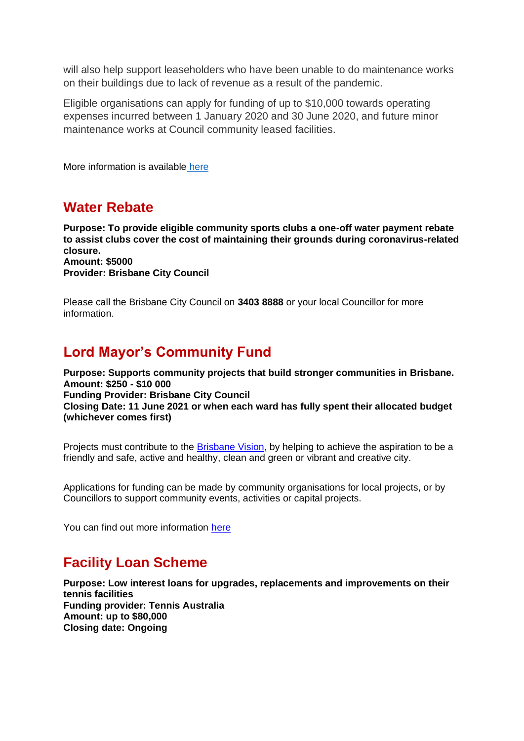will also help support leaseholders who have been unable to do maintenance works on their buildings due to lack of revenue as a result of the pandemic.

Eligible organisations can apply for funding of up to $10,000 towards operating expenses incurred between 1 January 2020 and 30 June 2020, and future minor maintenance works at Council community leased facilities.

More information is available here

## Water Rebate

**Purpose: To provide eligible community sports clubs a one-off water payment rebate to assist clubs cover the cost of maintaining their grounds during coronavirus-related closure.**
**Amount: $5000**
**Provider: Brisbane City Council**

Please call the Brisbane City Council on **3403 8888** or your local Councillor for more information.

## Lord Mayor's Community Fund

**Purpose: Supports community projects that build stronger communities in Brisbane.**
**Amount: $250 - $10 000**
**Funding Provider: Brisbane City Council**
**Closing Date: 11 June 2021 or when each ward has fully spent their allocated budget (whichever comes first)**

Projects must contribute to the Brisbane Vision, by helping to achieve the aspiration to be a friendly and safe, active and healthy, clean and green or vibrant and creative city.

Applications for funding can be made by community organisations for local projects, or by Councillors to support community events, activities or capital projects.

You can find out more information here

## Facility Loan Scheme

**Purpose: Low interest loans for upgrades, replacements and improvements on their tennis facilities**
**Funding provider: Tennis Australia**
**Amount: up to $80,000**
**Closing date: Ongoing**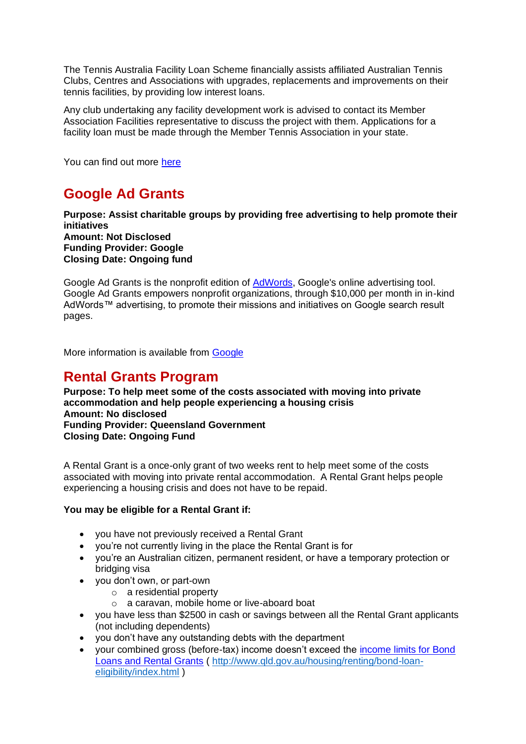The Tennis Australia Facility Loan Scheme financially assists affiliated Australian Tennis Clubs, Centres and Associations with upgrades, replacements and improvements on their tennis facilities, by providing low interest loans.

Any club undertaking any facility development work is advised to contact its Member Association Facilities representative to discuss the project with them. Applications for a facility loan must be made through the Member Tennis Association in your state.

You can find out more here

## Google Ad Grants

**Purpose: Assist charitable groups by providing free advertising to help promote their initiatives**
**Amount: Not Disclosed**
**Funding Provider: Google**
**Closing Date: Ongoing fund**

Google Ad Grants is the nonprofit edition of AdWords, Google's online advertising tool. Google Ad Grants empowers nonprofit organizations, through $10,000 per month in in-kind AdWords™ advertising, to promote their missions and initiatives on Google search result pages.

More information is available from Google

## Rental Grants Program

**Purpose: To help meet some of the costs associated with moving into private accommodation and help people experiencing a housing crisis**
**Amount: No disclosed**
**Funding Provider: Queensland Government**
**Closing Date: Ongoing Fund**

A Rental Grant is a once-only grant of two weeks rent to help meet some of the costs associated with moving into private rental accommodation. A Rental Grant helps people experiencing a housing crisis and does not have to be repaid.

**You may be eligible for a Rental Grant if:**

- you have not previously received a Rental Grant
- you're not currently living in the place the Rental Grant is for
- you're an Australian citizen, permanent resident, or have a temporary protection or bridging visa
- you don't own, or part-own
  - a residential property
  - a caravan, mobile home or live-aboard boat
- you have less than $2500 in cash or savings between all the Rental Grant applicants (not including dependents)
- you don't have any outstanding debts with the department
- your combined gross (before-tax) income doesn't exceed the income limits for Bond Loans and Rental Grants ( http://www.qld.gov.au/housing/renting/bond-loan-eligibility/index.html )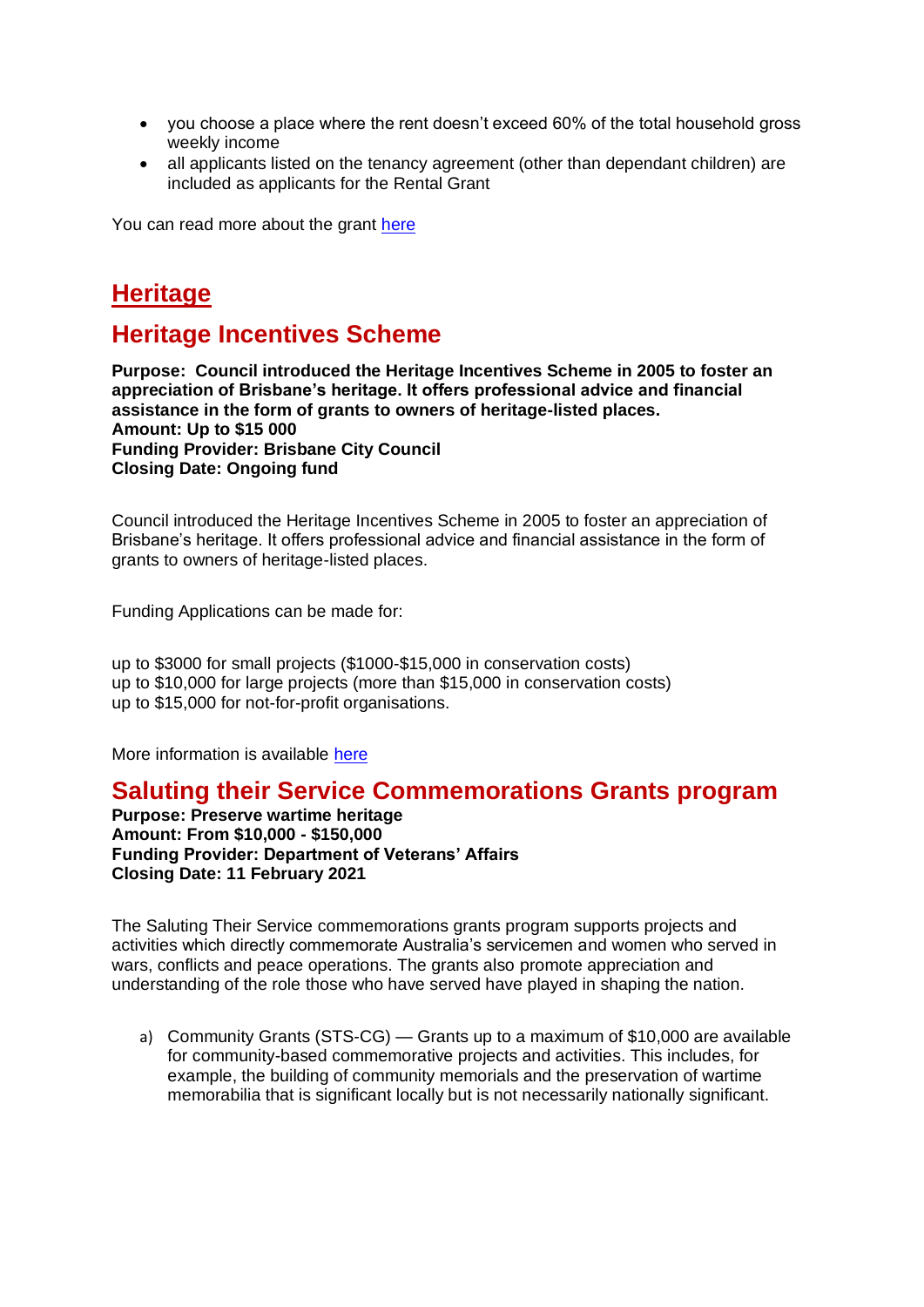- you choose a place where the rent doesn't exceed 60% of the total household gross weekly income
- all applicants listed on the tenancy agreement (other than dependant children) are included as applicants for the Rental Grant

You can read more about the grant here

# Heritage

## Heritage Incentives Scheme

**Purpose: Council introduced the Heritage Incentives Scheme in 2005 to foster an appreciation of Brisbane's heritage. It offers professional advice and financial assistance in the form of grants to owners of heritage-listed places.**
**Amount: Up to $15 000**
**Funding Provider: Brisbane City Council**
**Closing Date: Ongoing fund**

Council introduced the Heritage Incentives Scheme in 2005 to foster an appreciation of Brisbane's heritage. It offers professional advice and financial assistance in the form of grants to owners of heritage-listed places.

Funding Applications can be made for:

up to $3000 for small projects ($1000-$15,000 in conservation costs)
up to $10,000 for large projects (more than $15,000 in conservation costs)
up to $15,000 for not-for-profit organisations.

More information is available here

## Saluting their Service Commemorations Grants program

**Purpose: Preserve wartime heritage**
**Amount: From $10,000 - $150,000**
**Funding Provider: Department of Veterans' Affairs**
**Closing Date: 11 February 2021**

The Saluting Their Service commemorations grants program supports projects and activities which directly commemorate Australia's servicemen and women who served in wars, conflicts and peace operations. The grants also promote appreciation and understanding of the role those who have served have played in shaping the nation.

a) Community Grants (STS-CG) — Grants up to a maximum of $10,000 are available for community-based commemorative projects and activities. This includes, for example, the building of community memorials and the preservation of wartime memorabilia that is significant locally but is not necessarily nationally significant.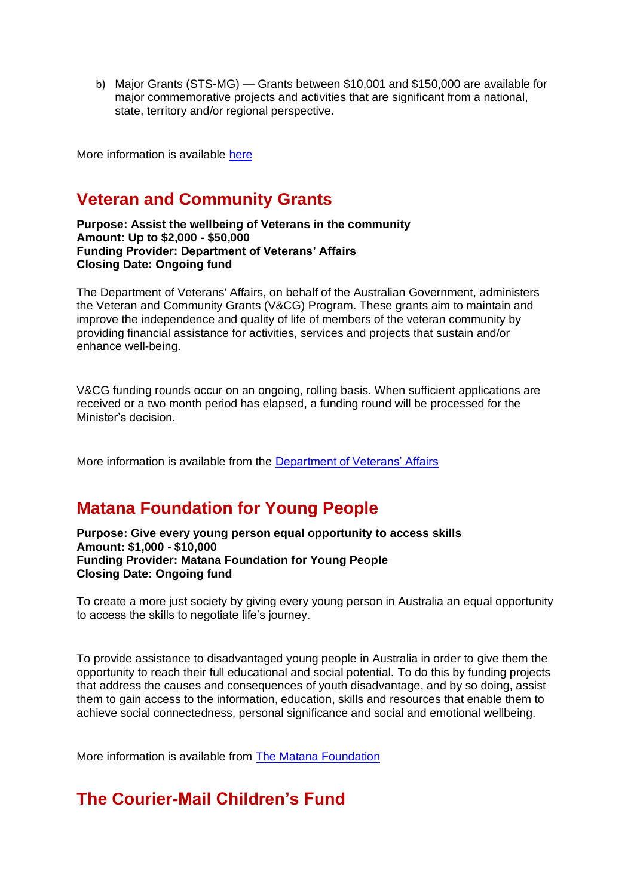b) Major Grants (STS-MG) — Grants between $10,001 and $150,000 are available for major commemorative projects and activities that are significant from a national, state, territory and/or regional perspective.

More information is available here

## Veteran and Community Grants

**Purpose: Assist the wellbeing of Veterans in the community**
**Amount: Up to $2,000 - $50,000**
**Funding Provider: Department of Veterans' Affairs**
**Closing Date: Ongoing fund**

The Department of Veterans' Affairs, on behalf of the Australian Government, administers the Veteran and Community Grants (V&CG) Program. These grants aim to maintain and improve the independence and quality of life of members of the veteran community by providing financial assistance for activities, services and projects that sustain and/or enhance well-being.

V&CG funding rounds occur on an ongoing, rolling basis. When sufficient applications are received or a two month period has elapsed, a funding round will be processed for the Minister's decision.

More information is available from the Department of Veterans' Affairs

## Matana Foundation for Young People

**Purpose: Give every young person equal opportunity to access skills**
**Amount: $1,000 - $10,000**
**Funding Provider: Matana Foundation for Young People**
**Closing Date: Ongoing fund**

To create a more just society by giving every young person in Australia an equal opportunity to access the skills to negotiate life's journey.

To provide assistance to disadvantaged young people in Australia in order to give them the opportunity to reach their full educational and social potential. To do this by funding projects that address the causes and consequences of youth disadvantage, and by so doing, assist them to gain access to the information, education, skills and resources that enable them to achieve social connectedness, personal significance and social and emotional wellbeing.

More information is available from The Matana Foundation

## The Courier-Mail Children's Fund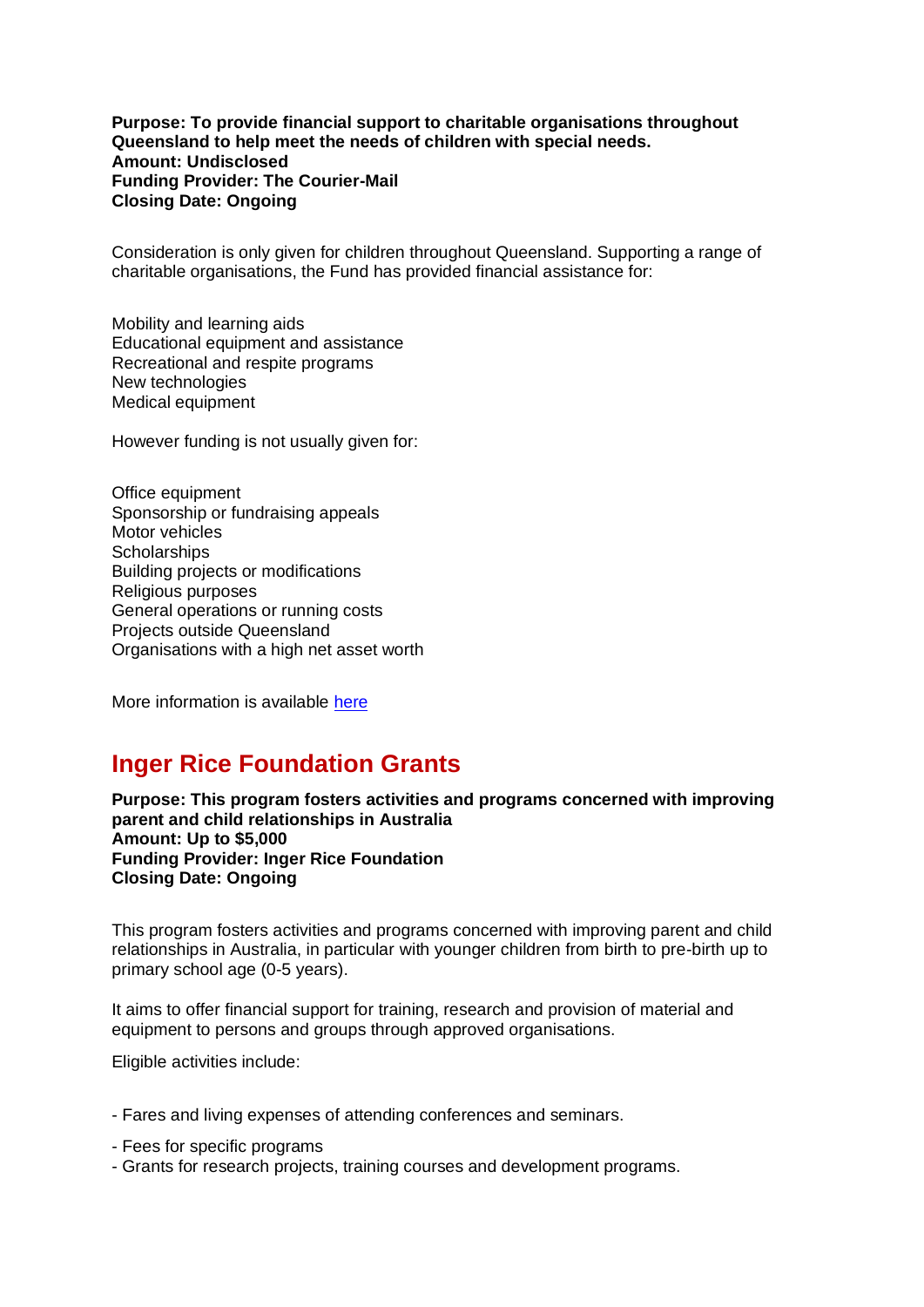**Purpose: To provide financial support to charitable organisations throughout Queensland to help meet the needs of children with special needs.**
**Amount: Undisclosed**
**Funding Provider: The Courier-Mail**
**Closing Date: Ongoing**

Consideration is only given for children throughout Queensland. Supporting a range of charitable organisations, the Fund has provided financial assistance for:

Mobility and learning aids
Educational equipment and assistance
Recreational and respite programs
New technologies
Medical equipment

However funding is not usually given for:

Office equipment
Sponsorship or fundraising appeals
Motor vehicles
Scholarships
Building projects or modifications
Religious purposes
General operations or running costs
Projects outside Queensland
Organisations with a high net asset worth

More information is available here

## Inger Rice Foundation Grants

**Purpose: This program fosters activities and programs concerned with improving parent and child relationships in Australia**
**Amount: Up to $5,000**
**Funding Provider: Inger Rice Foundation**
**Closing Date: Ongoing**

This program fosters activities and programs concerned with improving parent and child relationships in Australia, in particular with younger children from birth to pre-birth up to primary school age (0-5 years).

It aims to offer financial support for training, research and provision of material and equipment to persons and groups through approved organisations.

Eligible activities include:

- Fares and living expenses of attending conferences and seminars.
- Fees for specific programs
- Grants for research projects, training courses and development programs.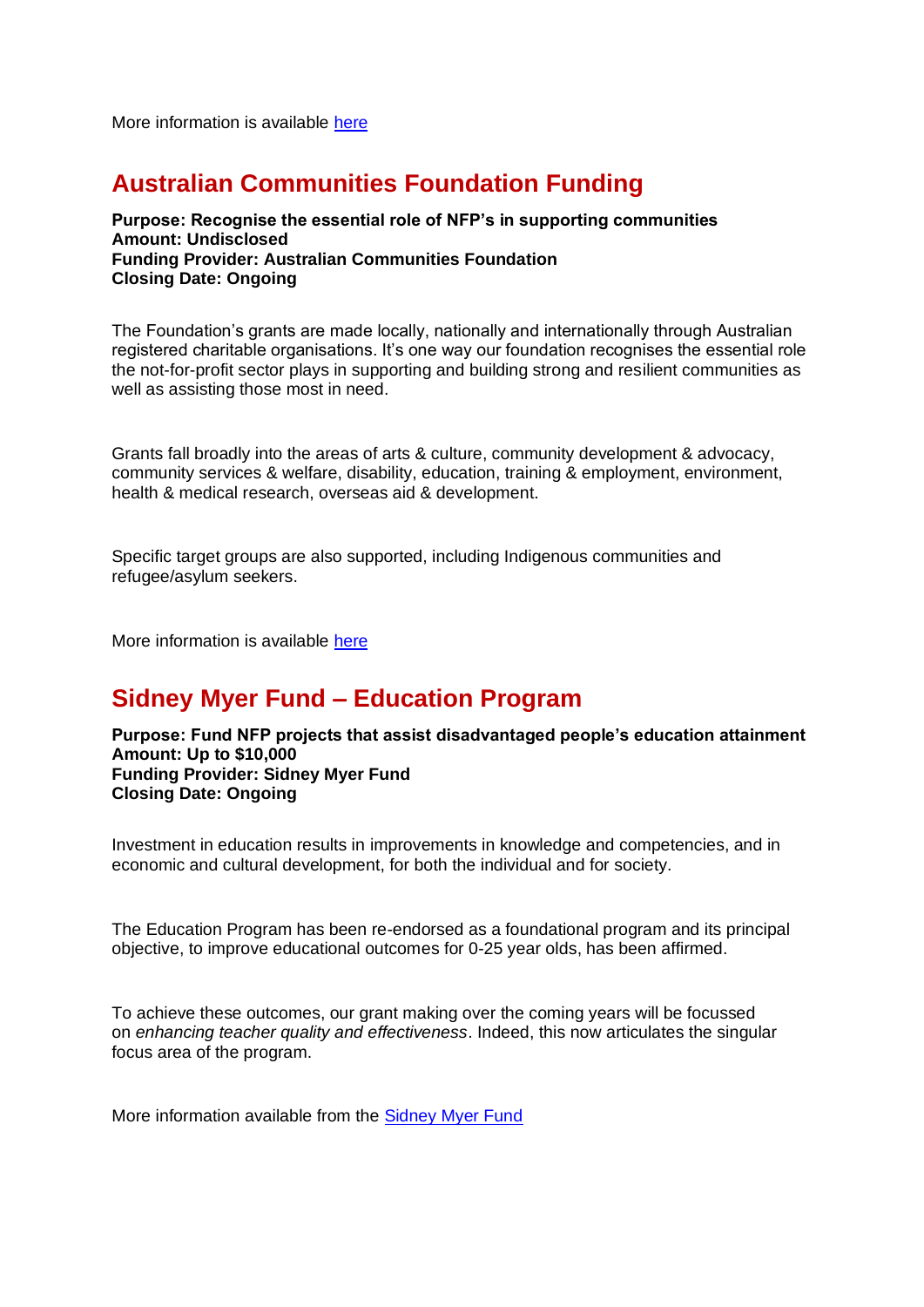More information is available here

## Australian Communities Foundation Funding

**Purpose: Recognise the essential role of NFP's in supporting communities**
**Amount: Undisclosed**
**Funding Provider: Australian Communities Foundation**
**Closing Date: Ongoing**

The Foundation's grants are made locally, nationally and internationally through Australian registered charitable organisations. It's one way our foundation recognises the essential role the not-for-profit sector plays in supporting and building strong and resilient communities as well as assisting those most in need.

Grants fall broadly into the areas of arts & culture, community development & advocacy, community services & welfare, disability, education, training & employment, environment, health & medical research, overseas aid & development.

Specific target groups are also supported, including Indigenous communities and refugee/asylum seekers.

More information is available here

## Sidney Myer Fund – Education Program

**Purpose: Fund NFP projects that assist disadvantaged people's education attainment**
**Amount: Up to $10,000**
**Funding Provider: Sidney Myer Fund**
**Closing Date: Ongoing**

Investment in education results in improvements in knowledge and competencies, and in economic and cultural development, for both the individual and for society.

The Education Program has been re-endorsed as a foundational program and its principal objective, to improve educational outcomes for 0-25 year olds, has been affirmed.

To achieve these outcomes, our grant making over the coming years will be focussed on *enhancing teacher quality and effectiveness*. Indeed, this now articulates the singular focus area of the program.

More information available from the Sidney Myer Fund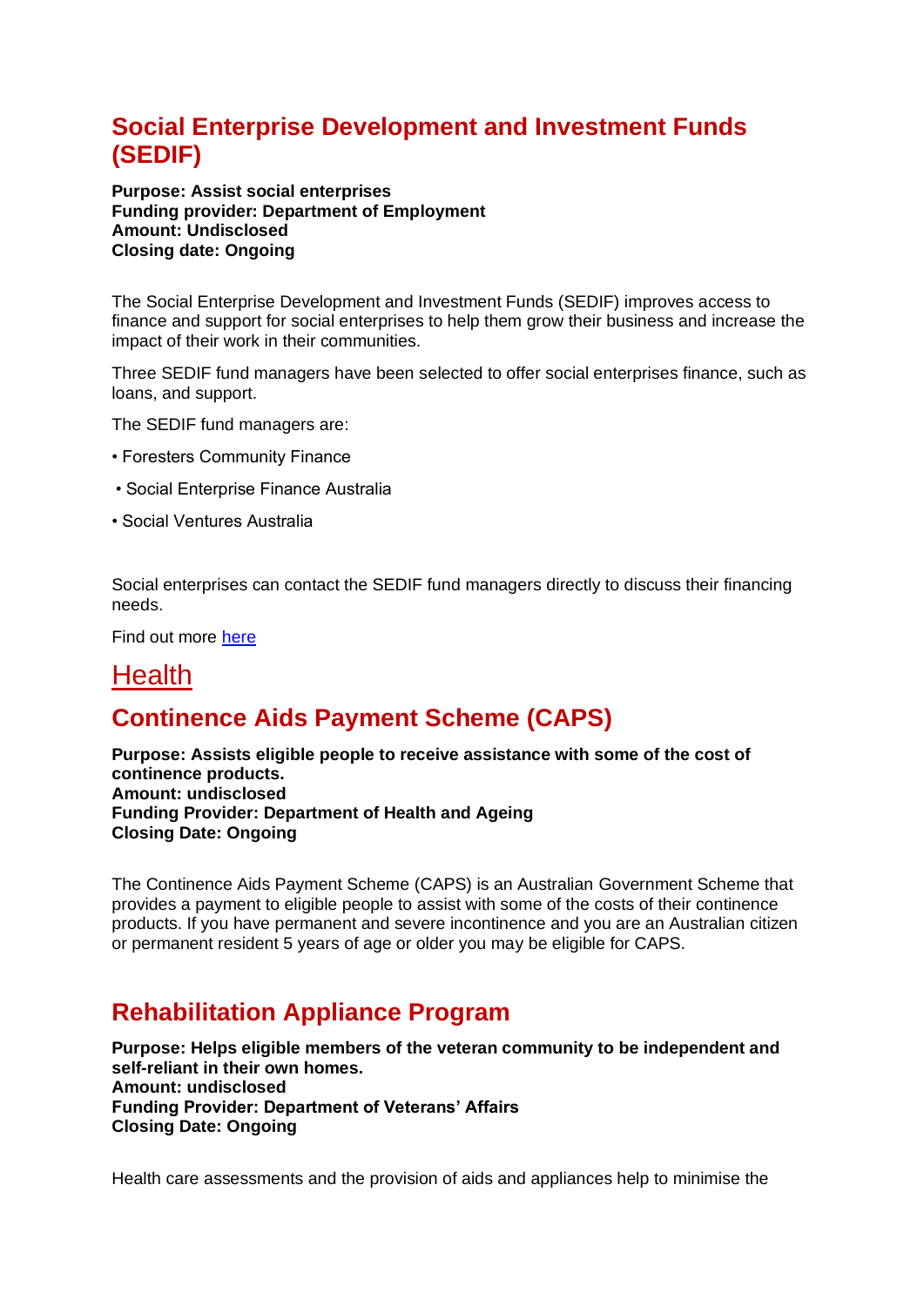## Social Enterprise Development and Investment Funds (SEDIF)

**Purpose: Assist social enterprises**
**Funding provider: Department of Employment**
**Amount: Undisclosed**
**Closing date: Ongoing**

The Social Enterprise Development and Investment Funds (SEDIF) improves access to finance and support for social enterprises to help them grow their business and increase the impact of their work in their communities.

Three SEDIF fund managers have been selected to offer social enterprises finance, such as loans, and support.

The SEDIF fund managers are:

- Foresters Community Finance
- Social Enterprise Finance Australia
- Social Ventures Australia

Social enterprises can contact the SEDIF fund managers directly to discuss their financing needs.

Find out more [here]

# Health

## Continence Aids Payment Scheme (CAPS)

**Purpose: Assists eligible people to receive assistance with some of the cost of continence products.**
**Amount: undisclosed**
**Funding Provider: Department of Health and Ageing**
**Closing Date: Ongoing**

The Continence Aids Payment Scheme (CAPS) is an Australian Government Scheme that provides a payment to eligible people to assist with some of the costs of their continence products. If you have permanent and severe incontinence and you are an Australian citizen or permanent resident 5 years of age or older you may be eligible for CAPS.

## Rehabilitation Appliance Program

**Purpose: Helps eligible members of the veteran community to be independent and self-reliant in their own homes.**
**Amount: undisclosed**
**Funding Provider: Department of Veterans' Affairs**
**Closing Date: Ongoing**

Health care assessments and the provision of aids and appliances help to minimise the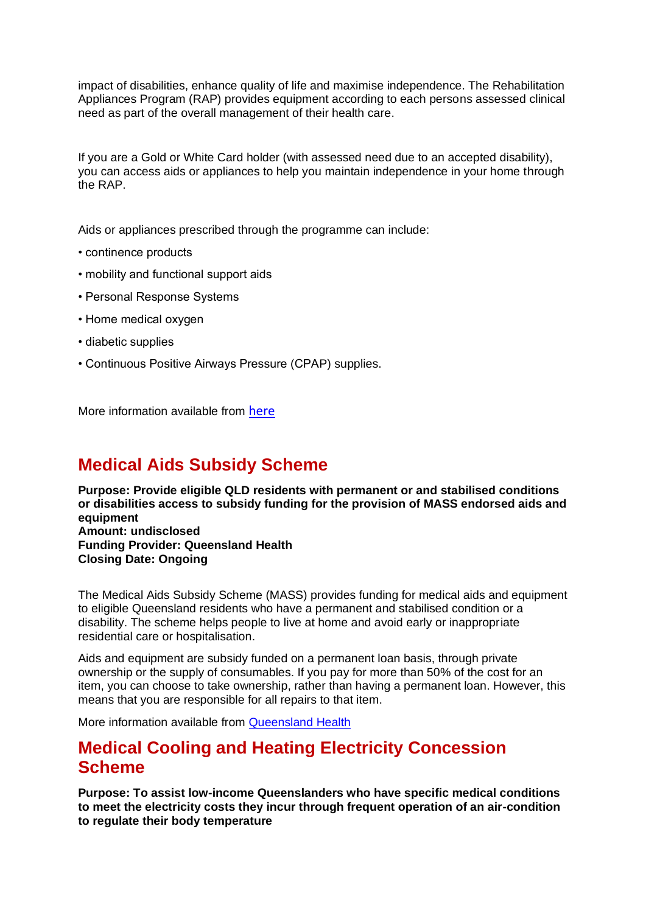impact of disabilities, enhance quality of life and maximise independence. The Rehabilitation Appliances Program (RAP) provides equipment according to each persons assessed clinical need as part of the overall management of their health care.

If you are a Gold or White Card holder (with assessed need due to an accepted disability), you can access aids or appliances to help you maintain independence in your home through the RAP.

Aids or appliances prescribed through the programme can include:

- continence products
- mobility and functional support aids
- Personal Response Systems
- Home medical oxygen
- diabetic supplies
- Continuous Positive Airways Pressure (CPAP) supplies.

More information available from here

## Medical Aids Subsidy Scheme

**Purpose: Provide eligible QLD residents with permanent or and stabilised conditions or disabilities access to subsidy funding for the provision of MASS endorsed aids and equipment**
**Amount: undisclosed**
**Funding Provider: Queensland Health**
**Closing Date: Ongoing**

The Medical Aids Subsidy Scheme (MASS) provides funding for medical aids and equipment to eligible Queensland residents who have a permanent and stabilised condition or a disability. The scheme helps people to live at home and avoid early or inappropriate residential care or hospitalisation.

Aids and equipment are subsidy funded on a permanent loan basis, through private ownership or the supply of consumables. If you pay for more than 50% of the cost for an item, you can choose to take ownership, rather than having a permanent loan. However, this means that you are responsible for all repairs to that item.

More information available from Queensland Health

## Medical Cooling and Heating Electricity Concession Scheme

**Purpose: To assist low-income Queenslanders who have specific medical conditions to meet the electricity costs they incur through frequent operation of an air-condition to regulate their body temperature**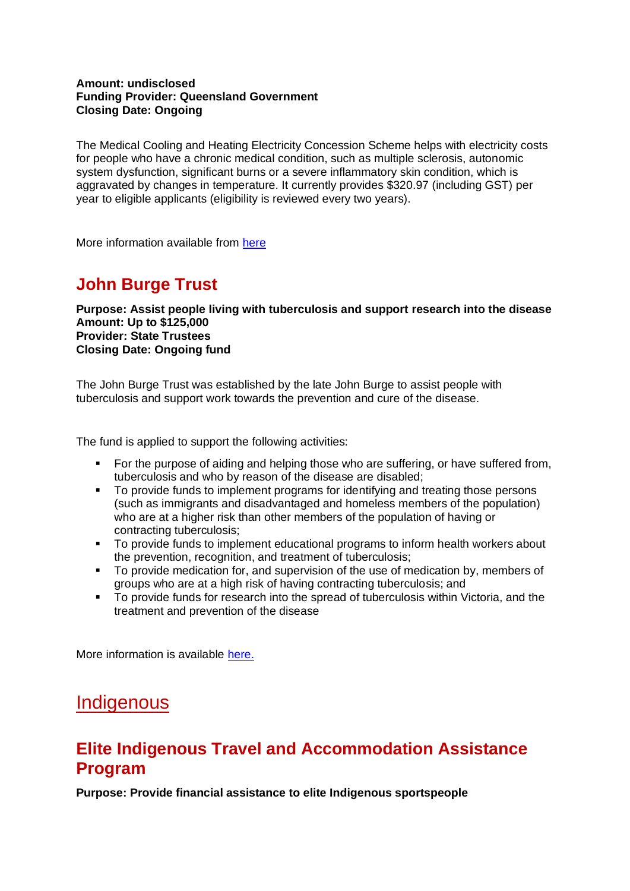**Amount: undisclosed**
**Funding Provider: Queensland Government**
**Closing Date: Ongoing**

The Medical Cooling and Heating Electricity Concession Scheme helps with electricity costs for people who have a chronic medical condition, such as multiple sclerosis, autonomic system dysfunction, significant burns or a severe inflammatory skin condition, which is aggravated by changes in temperature. It currently provides $320.97 (including GST) per year to eligible applicants (eligibility is reviewed every two years).

More information available from here

## John Burge Trust

**Purpose: Assist people living with tuberculosis and support research into the disease**
**Amount: Up to $125,000**
**Provider: State Trustees**
**Closing Date: Ongoing fund**

The John Burge Trust was established by the late John Burge to assist people with tuberculosis and support work towards the prevention and cure of the disease.

The fund is applied to support the following activities:

- For the purpose of aiding and helping those who are suffering, or have suffered from, tuberculosis and who by reason of the disease are disabled;
- To provide funds to implement programs for identifying and treating those persons (such as immigrants and disadvantaged and homeless members of the population) who are at a higher risk than other members of the population of having or contracting tuberculosis;
- To provide funds to implement educational programs to inform health workers about the prevention, recognition, and treatment of tuberculosis;
- To provide medication for, and supervision of the use of medication by, members of groups who are at a high risk of having contracting tuberculosis; and
- To provide funds for research into the spread of tuberculosis within Victoria, and the treatment and prevention of the disease

More information is available here.

# Indigenous

## Elite Indigenous Travel and Accommodation Assistance Program

**Purpose: Provide financial assistance to elite Indigenous sportspeople**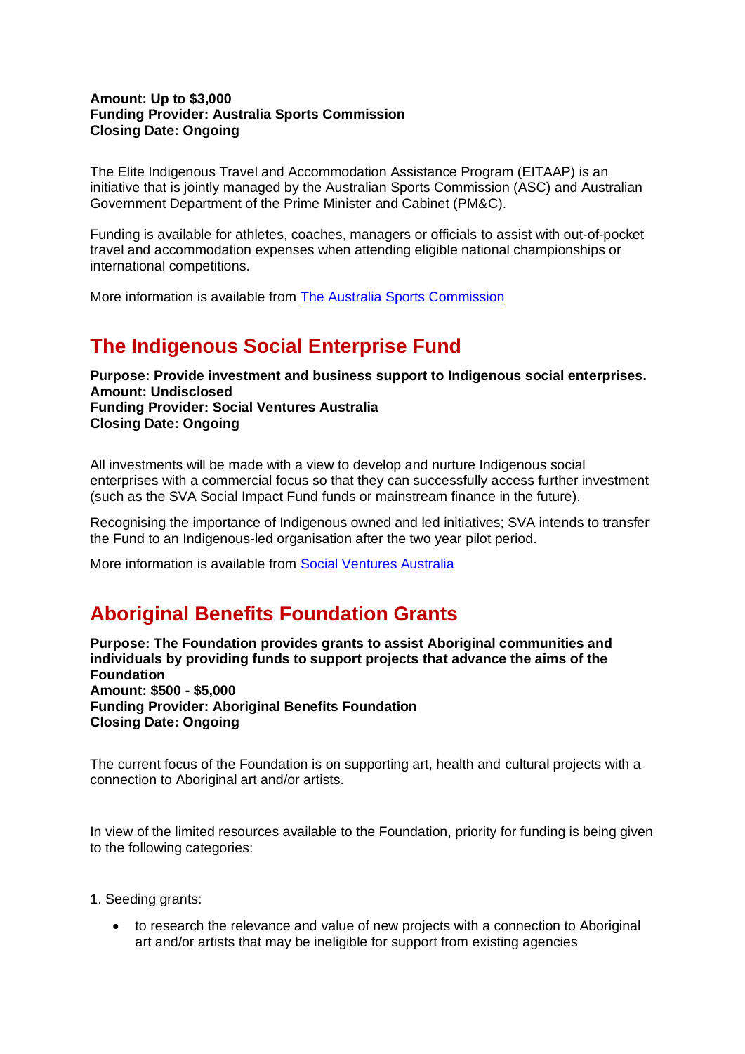**Amount: Up to $3,000**
**Funding Provider: Australia Sports Commission**
**Closing Date: Ongoing**

The Elite Indigenous Travel and Accommodation Assistance Program (EITAAP) is an initiative that is jointly managed by the Australian Sports Commission (ASC) and Australian Government Department of the Prime Minister and Cabinet (PM&C).

Funding is available for athletes, coaches, managers or officials to assist with out-of-pocket travel and accommodation expenses when attending eligible national championships or international competitions.

More information is available from The Australia Sports Commission

## The Indigenous Social Enterprise Fund

**Purpose: Provide investment and business support to Indigenous social enterprises.**
**Amount: Undisclosed**
**Funding Provider: Social Ventures Australia**
**Closing Date: Ongoing**

All investments will be made with a view to develop and nurture Indigenous social enterprises with a commercial focus so that they can successfully access further investment (such as the SVA Social Impact Fund funds or mainstream finance in the future).

Recognising the importance of Indigenous owned and led initiatives; SVA intends to transfer the Fund to an Indigenous-led organisation after the two year pilot period.

More information is available from Social Ventures Australia

## Aboriginal Benefits Foundation Grants

**Purpose: The Foundation provides grants to assist Aboriginal communities and individuals by providing funds to support projects that advance the aims of the Foundation**
**Amount: $500 - $5,000**
**Funding Provider: Aboriginal Benefits Foundation**
**Closing Date: Ongoing**

The current focus of the Foundation is on supporting art, health and cultural projects with a connection to Aboriginal art and/or artists.

In view of the limited resources available to the Foundation, priority for funding is being given to the following categories:

1. Seeding grants:

- to research the relevance and value of new projects with a connection to Aboriginal art and/or artists that may be ineligible for support from existing agencies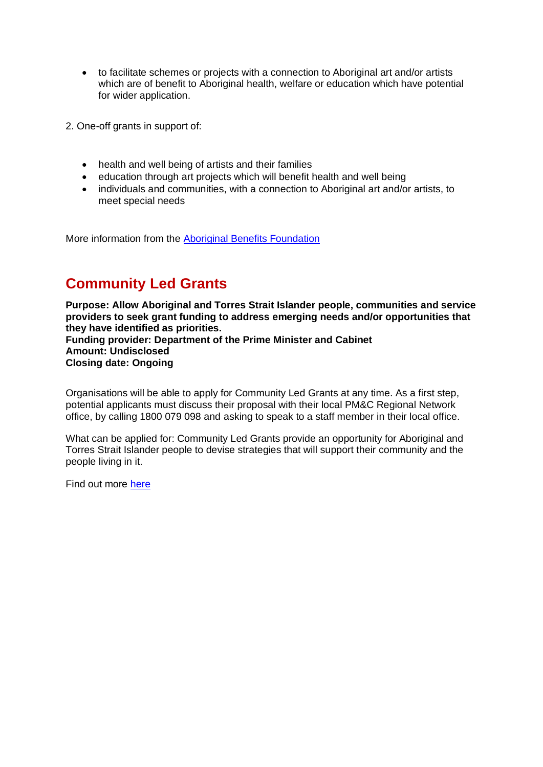- to facilitate schemes or projects with a connection to Aboriginal art and/or artists which are of benefit to Aboriginal health, welfare or education which have potential for wider application.

2. One-off grants in support of:

- health and well being of artists and their families
- education through art projects which will benefit health and well being
- individuals and communities, with a connection to Aboriginal art and/or artists, to meet special needs

More information from the Aboriginal Benefits Foundation

## Community Led Grants

**Purpose: Allow Aboriginal and Torres Strait Islander people, communities and service providers to seek grant funding to address emerging needs and/or opportunities that they have identified as priorities.**
**Funding provider: Department of the Prime Minister and Cabinet**
**Amount: Undisclosed**
**Closing date: Ongoing**

Organisations will be able to apply for Community Led Grants at any time. As a first step, potential applicants must discuss their proposal with their local PM&C Regional Network office, by calling 1800 079 098 and asking to speak to a staff member in their local office.

What can be applied for: Community Led Grants provide an opportunity for Aboriginal and Torres Strait Islander people to devise strategies that will support their community and the people living in it.

Find out more here